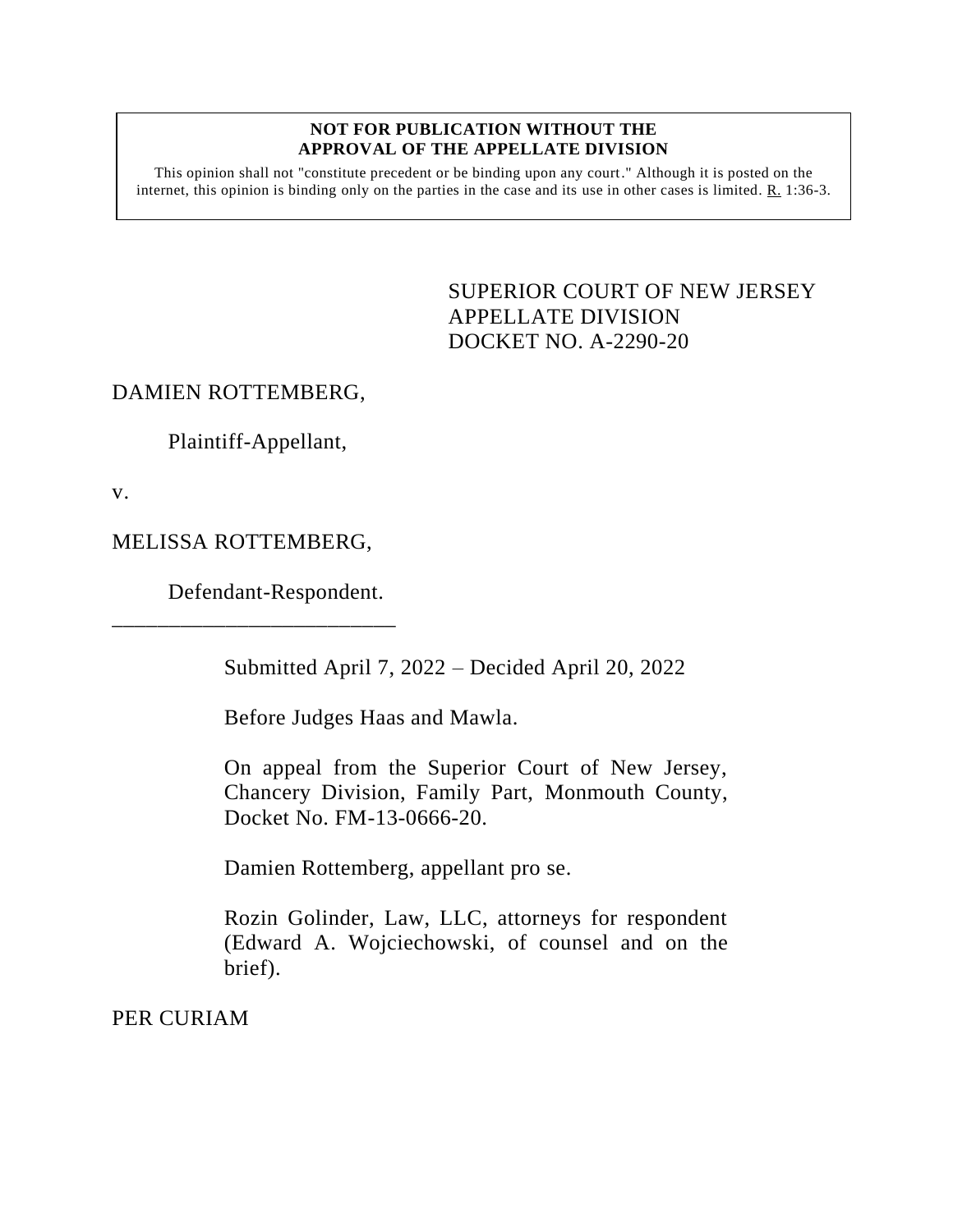**NOT FOR PUBLICATION WITHOUT THE APPROVAL OF THE APPELLATE DIVISION**

This opinion shall not "constitute precedent or be binding upon any court." Although it is posted on the internet, this opinion is binding only on the parties in the case and its use in other cases is limited. R. 1:36-3.

SUPERIOR COURT OF NEW JERSEY
APPELLATE DIVISION
DOCKET NO. A-2290-20

DAMIEN ROTTEMBERG,

Plaintiff-Appellant,

v.

MELISSA ROTTEMBERG,

Defendant-Respondent.

\_\_\_\_\_\_\_\_\_\_\_\_\_\_\_\_\_\_\_\_\_\_\_\_\_\_

Submitted April 7, 2022 – Decided April 20, 2022

Before Judges Haas and Mawla.

On appeal from the Superior Court of New Jersey, Chancery Division, Family Part, Monmouth County, Docket No. FM-13-0666-20.

Damien Rottemberg, appellant pro se.

Rozin Golinder, Law, LLC, attorneys for respondent (Edward A. Wojciechowski, of counsel and on the brief).

PER CURIAM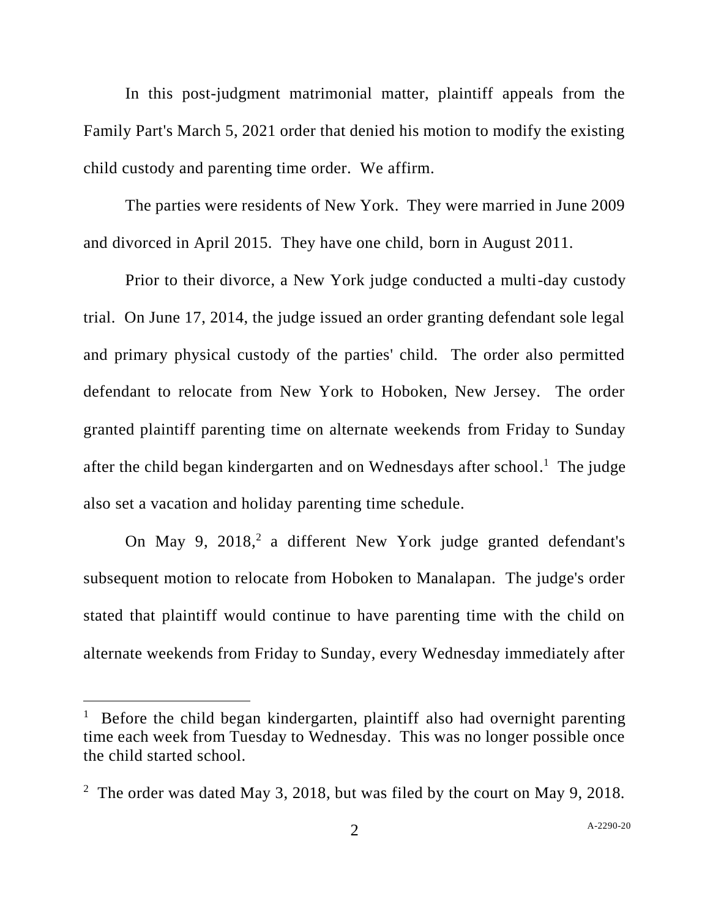In this post-judgment matrimonial matter, plaintiff appeals from the Family Part's March 5, 2021 order that denied his motion to modify the existing child custody and parenting time order. We affirm.

The parties were residents of New York. They were married in June 2009 and divorced in April 2015. They have one child, born in August 2011.

Prior to their divorce, a New York judge conducted a multi-day custody trial. On June 17, 2014, the judge issued an order granting defendant sole legal and primary physical custody of the parties' child. The order also permitted defendant to relocate from New York to Hoboken, New Jersey. The order granted plaintiff parenting time on alternate weekends from Friday to Sunday after the child began kindergarten and on Wednesdays after school.[1] The judge also set a vacation and holiday parenting time schedule.

On May 9, 2018,[2] a different New York judge granted defendant's subsequent motion to relocate from Hoboken to Manalapan. The judge's order stated that plaintiff would continue to have parenting time with the child on alternate weekends from Friday to Sunday, every Wednesday immediately after

---

[1] Before the child began kindergarten, plaintiff also had overnight parenting time each week from Tuesday to Wednesday. This was no longer possible once the child started school.

[2] The order was dated May 3, 2018, but was filed by the court on May 9, 2018.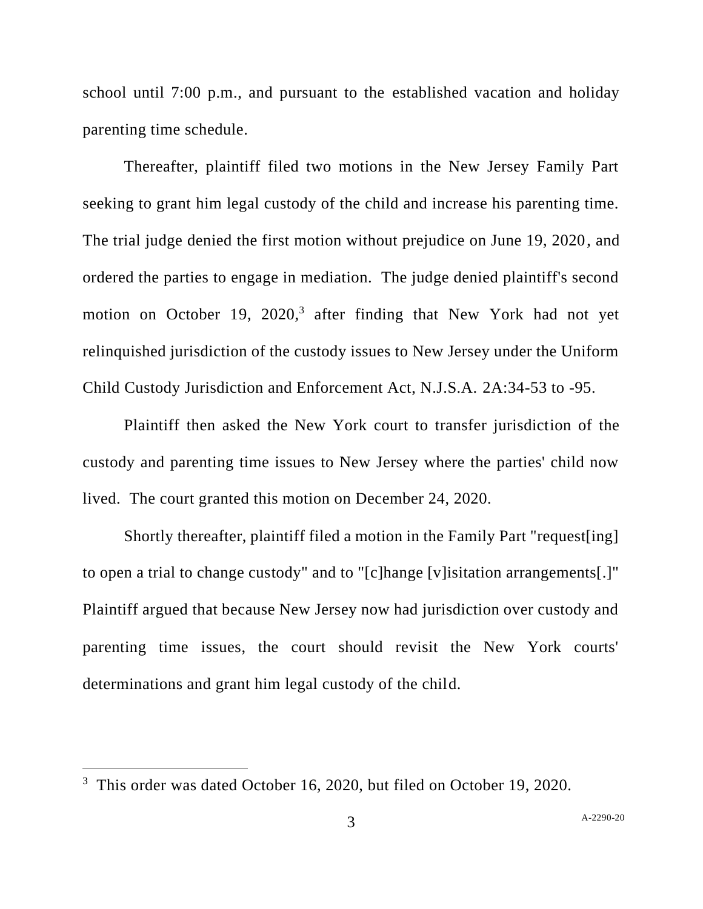school until 7:00 p.m., and pursuant to the established vacation and holiday parenting time schedule.

Thereafter, plaintiff filed two motions in the New Jersey Family Part seeking to grant him legal custody of the child and increase his parenting time. The trial judge denied the first motion without prejudice on June 19, 2020, and ordered the parties to engage in mediation. The judge denied plaintiff's second motion on October 19, 2020,[3] after finding that New York had not yet relinquished jurisdiction of the custody issues to New Jersey under the Uniform Child Custody Jurisdiction and Enforcement Act, N.J.S.A. 2A:34-53 to -95.

Plaintiff then asked the New York court to transfer jurisdiction of the custody and parenting time issues to New Jersey where the parties' child now lived. The court granted this motion on December 24, 2020.

Shortly thereafter, plaintiff filed a motion in the Family Part "request[ing] to open a trial to change custody" and to "[c]hange [v]isitation arrangements[.]" Plaintiff argued that because New Jersey now had jurisdiction over custody and parenting time issues, the court should revisit the New York courts' determinations and grant him legal custody of the child.

---

[3] This order was dated October 16, 2020, but filed on October 19, 2020.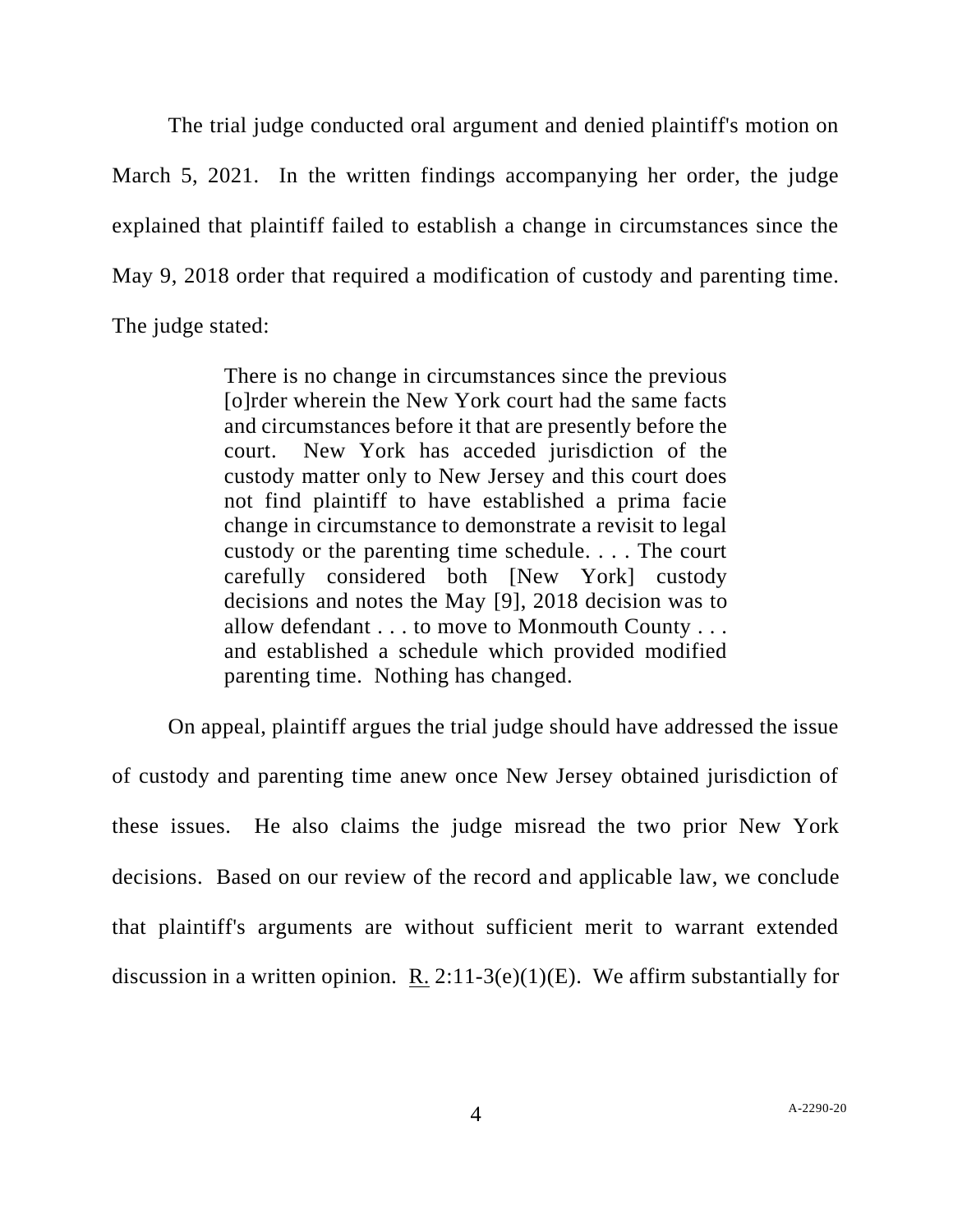The trial judge conducted oral argument and denied plaintiff's motion on March 5, 2021. In the written findings accompanying her order, the judge explained that plaintiff failed to establish a change in circumstances since the May 9, 2018 order that required a modification of custody and parenting time. The judge stated:

> There is no change in circumstances since the previous [o]rder wherein the New York court had the same facts and circumstances before it that are presently before the court. New York has acceded jurisdiction of the custody matter only to New Jersey and this court does not find plaintiff to have established a prima facie change in circumstance to demonstrate a revisit to legal custody or the parenting time schedule. . . . The court carefully considered both [New York] custody decisions and notes the May [9], 2018 decision was to allow defendant . . . to move to Monmouth County . . . and established a schedule which provided modified parenting time. Nothing has changed.

On appeal, plaintiff argues the trial judge should have addressed the issue of custody and parenting time anew once New Jersey obtained jurisdiction of these issues. He also claims the judge misread the two prior New York decisions. Based on our review of the record and applicable law, we conclude that plaintiff's arguments are without sufficient merit to warrant extended discussion in a written opinion. R. 2:11-3(e)(1)(E). We affirm substantially for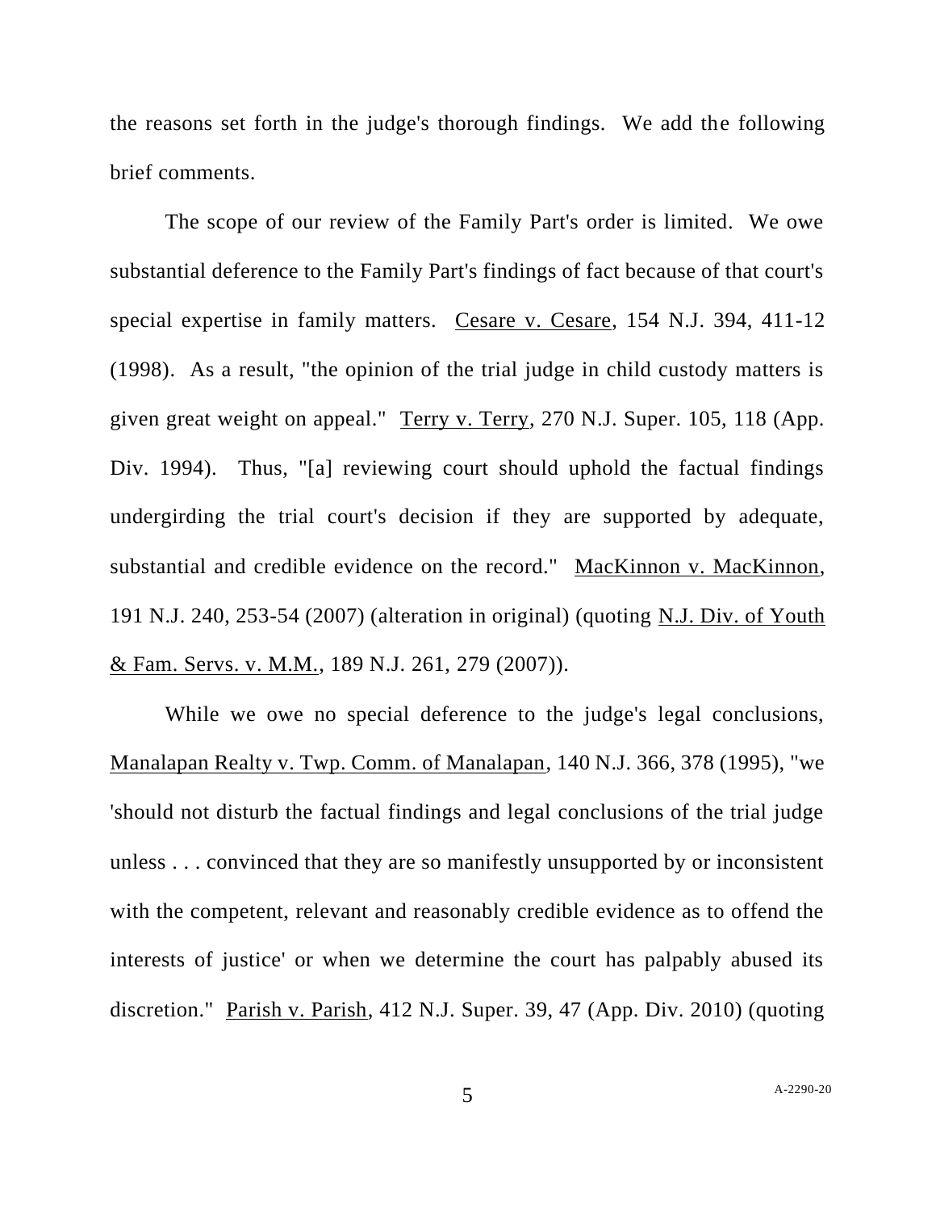the reasons set forth in the judge's thorough findings. We add the following brief comments.

The scope of our review of the Family Part's order is limited. We owe substantial deference to the Family Part's findings of fact because of that court's special expertise in family matters. Cesare v. Cesare, 154 N.J. 394, 411-12 (1998). As a result, "the opinion of the trial judge in child custody matters is given great weight on appeal." Terry v. Terry, 270 N.J. Super. 105, 118 (App. Div. 1994). Thus, "[a] reviewing court should uphold the factual findings undergirding the trial court's decision if they are supported by adequate, substantial and credible evidence on the record." MacKinnon v. MacKinnon, 191 N.J. 240, 253-54 (2007) (alteration in original) (quoting N.J. Div. of Youth & Fam. Servs. v. M.M., 189 N.J. 261, 279 (2007)).

While we owe no special deference to the judge's legal conclusions, Manalapan Realty v. Twp. Comm. of Manalapan, 140 N.J. 366, 378 (1995), "we 'should not disturb the factual findings and legal conclusions of the trial judge unless . . . convinced that they are so manifestly unsupported by or inconsistent with the competent, relevant and reasonably credible evidence as to offend the interests of justice' or when we determine the court has palpably abused its discretion." Parish v. Parish, 412 N.J. Super. 39, 47 (App. Div. 2010) (quoting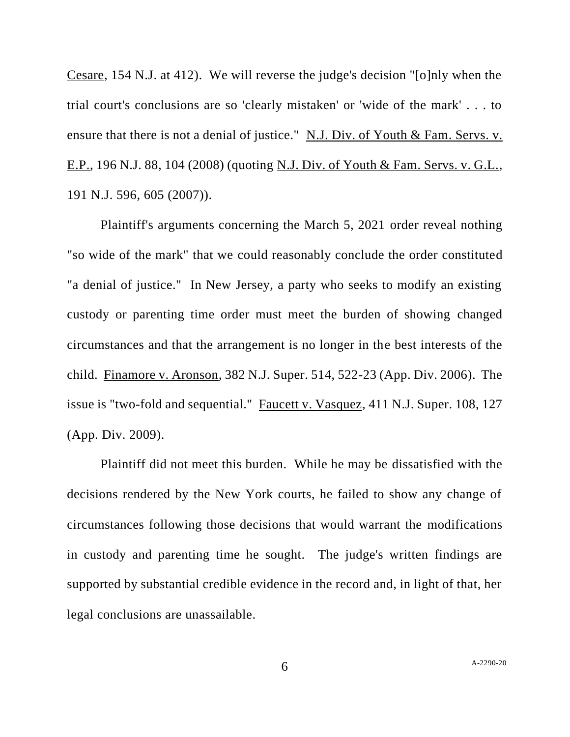Cesare, 154 N.J. at 412). We will reverse the judge's decision "[o]nly when the trial court's conclusions are so 'clearly mistaken' or 'wide of the mark' . . . to ensure that there is not a denial of justice." N.J. Div. of Youth & Fam. Servs. v. E.P., 196 N.J. 88, 104 (2008) (quoting N.J. Div. of Youth & Fam. Servs. v. G.L., 191 N.J. 596, 605 (2007)).

Plaintiff's arguments concerning the March 5, 2021 order reveal nothing "so wide of the mark" that we could reasonably conclude the order constituted "a denial of justice." In New Jersey, a party who seeks to modify an existing custody or parenting time order must meet the burden of showing changed circumstances and that the arrangement is no longer in the best interests of the child. Finamore v. Aronson, 382 N.J. Super. 514, 522-23 (App. Div. 2006). The issue is "two-fold and sequential." Faucett v. Vasquez, 411 N.J. Super. 108, 127 (App. Div. 2009).

Plaintiff did not meet this burden. While he may be dissatisfied with the decisions rendered by the New York courts, he failed to show any change of circumstances following those decisions that would warrant the modifications in custody and parenting time he sought. The judge's written findings are supported by substantial credible evidence in the record and, in light of that, her legal conclusions are unassailable.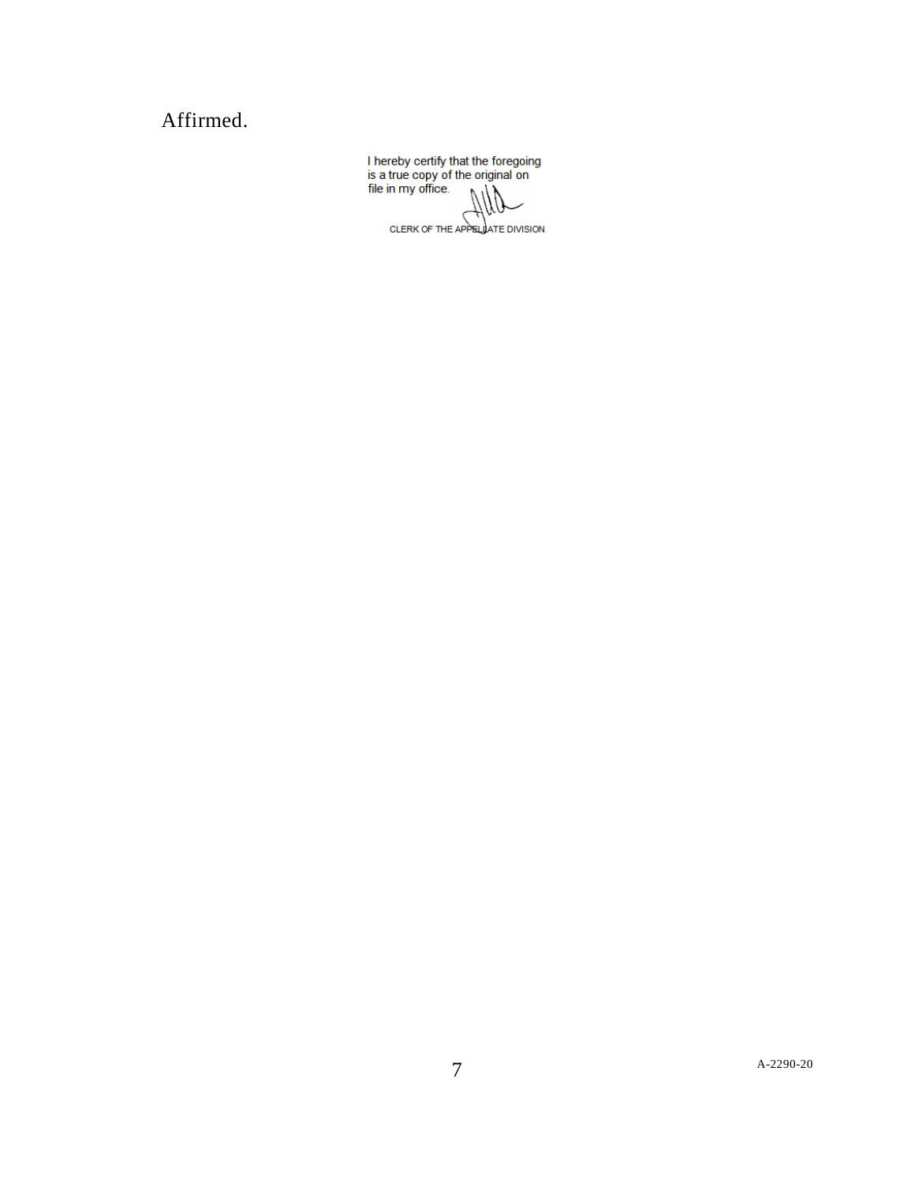Affirmed.

I hereby certify that the foregoing is a true copy of the original on file in my office.

CLERK OF THE APPELLATE DIVISION